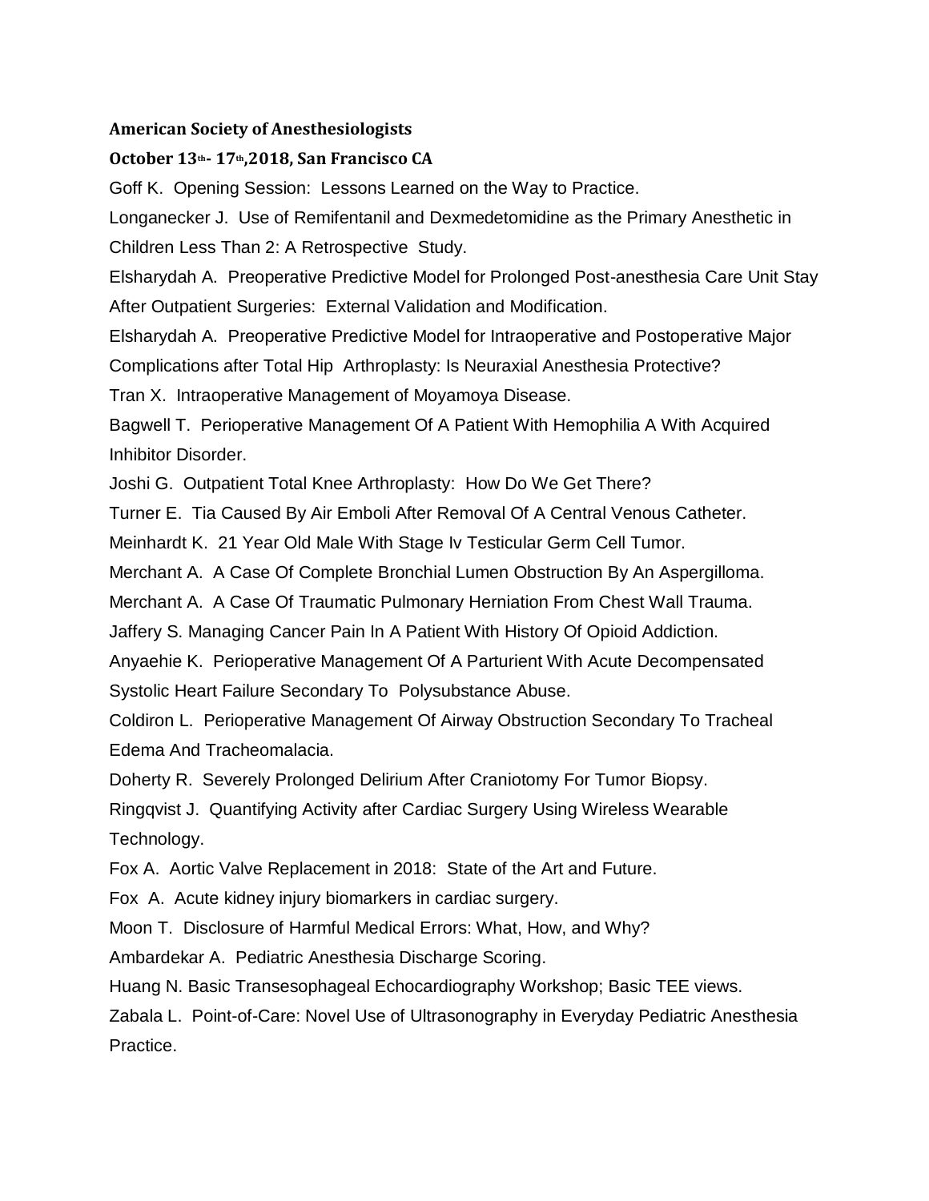**American Society of Anesthesiologists**

**October 13th- 17th,2018, San Francisco CA**

Goff K. Opening Session: Lessons Learned on the Way to Practice.

Longanecker J. Use of Remifentanil and Dexmedetomidine as the Primary Anesthetic in Children Less Than 2: A Retrospective Study.

Elsharydah A. Preoperative Predictive Model for Prolonged Post-anesthesia Care Unit Stay After Outpatient Surgeries: External Validation and Modification.

Elsharydah A. Preoperative Predictive Model for Intraoperative and Postoperative Major Complications after Total Hip Arthroplasty: Is Neuraxial Anesthesia Protective?

Tran X. Intraoperative Management of Moyamoya Disease.

Bagwell T. Perioperative Management Of A Patient With Hemophilia A With Acquired Inhibitor Disorder.

Joshi G. Outpatient Total Knee Arthroplasty: How Do We Get There?

Turner E. Tia Caused By Air Emboli After Removal Of A Central Venous Catheter.

Meinhardt K. 21 Year Old Male With Stage Iv Testicular Germ Cell Tumor.

Merchant A. A Case Of Complete Bronchial Lumen Obstruction By An Aspergilloma.

Merchant A. A Case Of Traumatic Pulmonary Herniation From Chest Wall Trauma.

Jaffery S. Managing Cancer Pain In A Patient With History Of Opioid Addiction.

Anyaehie K. Perioperative Management Of A Parturient With Acute Decompensated Systolic Heart Failure Secondary To Polysubstance Abuse.

Coldiron L. Perioperative Management Of Airway Obstruction Secondary To Tracheal Edema And Tracheomalacia.

Doherty R. Severely Prolonged Delirium After Craniotomy For Tumor Biopsy.

Ringqvist J. Quantifying Activity after Cardiac Surgery Using Wireless Wearable Technology.

Fox A. Aortic Valve Replacement in 2018: State of the Art and Future.

Fox A. Acute kidney injury biomarkers in cardiac surgery.

Moon T. Disclosure of Harmful Medical Errors: What, How, and Why?

Ambardekar A. Pediatric Anesthesia Discharge Scoring.

Huang N. Basic Transesophageal Echocardiography Workshop; Basic TEE views.

Zabala L. Point-of-Care: Novel Use of Ultrasonography in Everyday Pediatric Anesthesia Practice.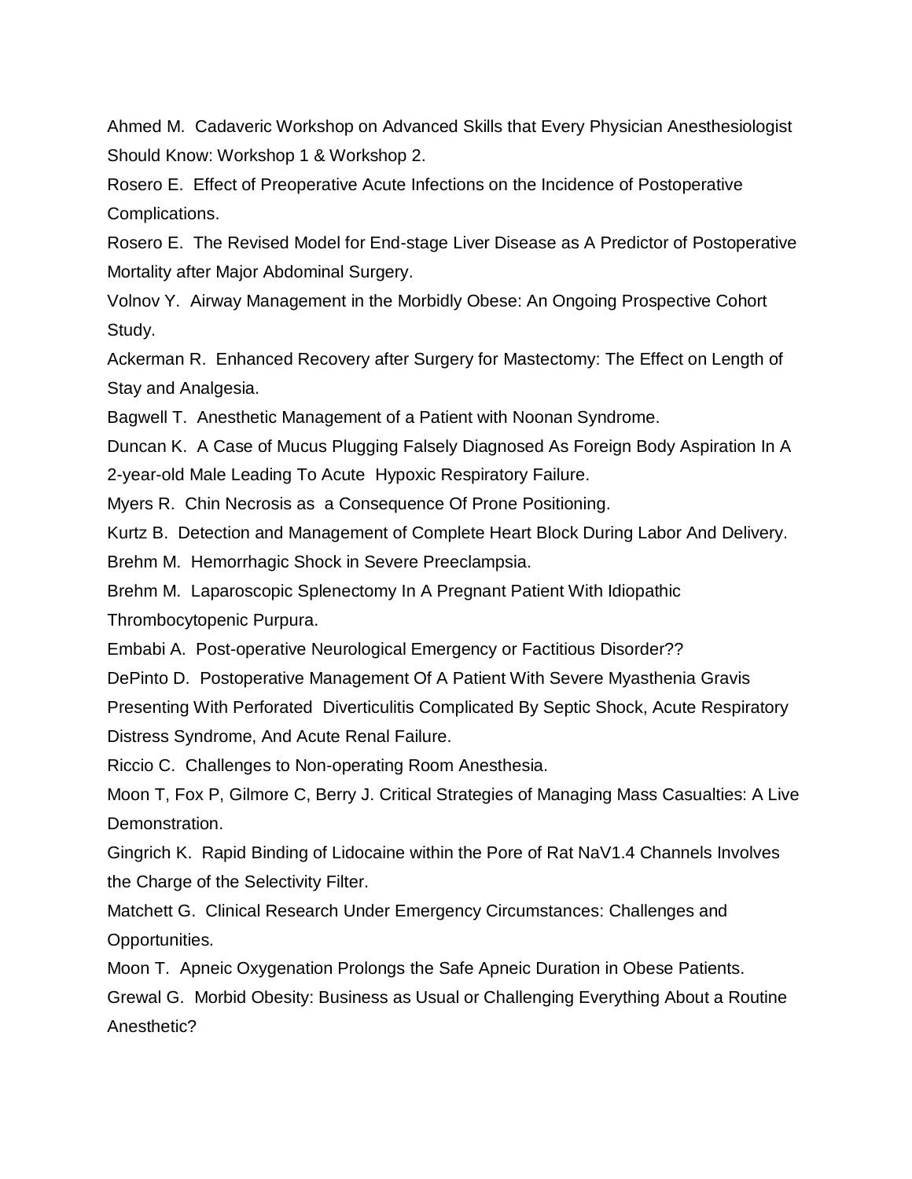Ahmed M. Cadaveric Workshop on Advanced Skills that Every Physician Anesthesiologist Should Know: Workshop 1 & Workshop 2.

Rosero E. Effect of Preoperative Acute Infections on the Incidence of Postoperative Complications.

Rosero E. The Revised Model for End-stage Liver Disease as A Predictor of Postoperative Mortality after Major Abdominal Surgery.

Volnov Y. Airway Management in the Morbidly Obese: An Ongoing Prospective Cohort Study.

Ackerman R. Enhanced Recovery after Surgery for Mastectomy: The Effect on Length of Stay and Analgesia.

Bagwell T. Anesthetic Management of a Patient with Noonan Syndrome.

Duncan K. A Case of Mucus Plugging Falsely Diagnosed As Foreign Body Aspiration In A 2-year-old Male Leading To Acute Hypoxic Respiratory Failure.

Myers R. Chin Necrosis as a Consequence Of Prone Positioning.

Kurtz B. Detection and Management of Complete Heart Block During Labor And Delivery.

Brehm M. Hemorrhagic Shock in Severe Preeclampsia.

Brehm M. Laparoscopic Splenectomy In A Pregnant Patient With Idiopathic Thrombocytopenic Purpura.

Embabi A. Post-operative Neurological Emergency or Factitious Disorder??

DePinto D. Postoperative Management Of A Patient With Severe Myasthenia Gravis Presenting With Perforated Diverticulitis Complicated By Septic Shock, Acute Respiratory Distress Syndrome, And Acute Renal Failure.

Riccio C. Challenges to Non-operating Room Anesthesia.

Moon T, Fox P, Gilmore C, Berry J. Critical Strategies of Managing Mass Casualties: A Live Demonstration.

Gingrich K. Rapid Binding of Lidocaine within the Pore of Rat NaV1.4 Channels Involves the Charge of the Selectivity Filter.

Matchett G. Clinical Research Under Emergency Circumstances: Challenges and Opportunities.

Moon T. Apneic Oxygenation Prolongs the Safe Apneic Duration in Obese Patients.

Grewal G. Morbid Obesity: Business as Usual or Challenging Everything About a Routine Anesthetic?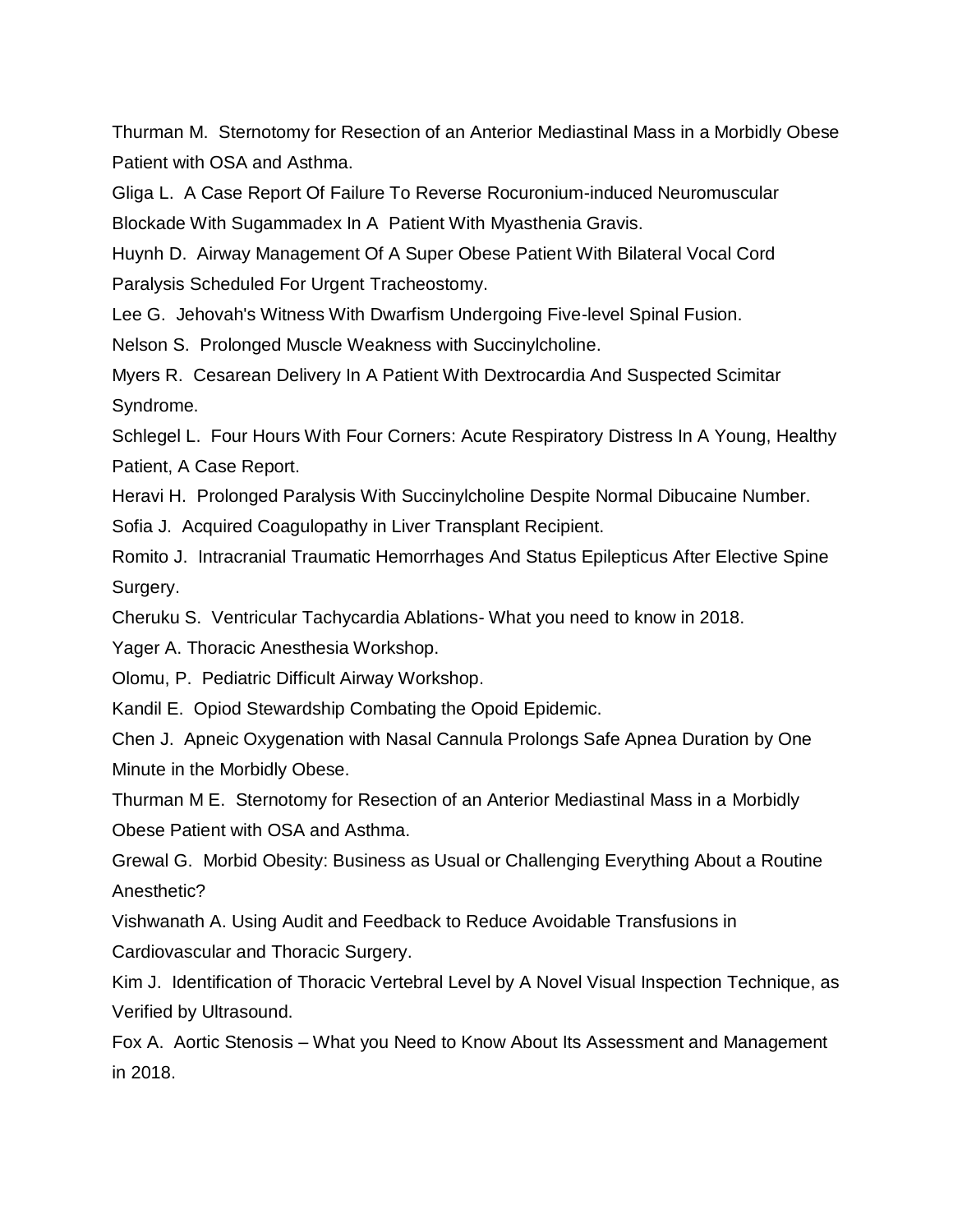Thurman M. Sternotomy for Resection of an Anterior Mediastinal Mass in a Morbidly Obese Patient with OSA and Asthma.

Gliga L. A Case Report Of Failure To Reverse Rocuronium-induced Neuromuscular Blockade With Sugammadex In A Patient With Myasthenia Gravis.

Huynh D. Airway Management Of A Super Obese Patient With Bilateral Vocal Cord Paralysis Scheduled For Urgent Tracheostomy.

Lee G. Jehovah's Witness With Dwarfism Undergoing Five-level Spinal Fusion.

Nelson S. Prolonged Muscle Weakness with Succinylcholine.

Myers R. Cesarean Delivery In A Patient With Dextrocardia And Suspected Scimitar Syndrome.

Schlegel L. Four Hours With Four Corners: Acute Respiratory Distress In A Young, Healthy Patient, A Case Report.

Heravi H. Prolonged Paralysis With Succinylcholine Despite Normal Dibucaine Number.

Sofia J. Acquired Coagulopathy in Liver Transplant Recipient.

Romito J. Intracranial Traumatic Hemorrhages And Status Epilepticus After Elective Spine Surgery.

Cheruku S. Ventricular Tachycardia Ablations- What you need to know in 2018.

Yager A. Thoracic Anesthesia Workshop.

Olomu, P. Pediatric Difficult Airway Workshop.

Kandil E. Opiod Stewardship Combating the Opoid Epidemic.

Chen J. Apneic Oxygenation with Nasal Cannula Prolongs Safe Apnea Duration by One Minute in the Morbidly Obese.

Thurman M E. Sternotomy for Resection of an Anterior Mediastinal Mass in a Morbidly Obese Patient with OSA and Asthma.

Grewal G. Morbid Obesity: Business as Usual or Challenging Everything About a Routine Anesthetic?

Vishwanath A. Using Audit and Feedback to Reduce Avoidable Transfusions in Cardiovascular and Thoracic Surgery.

Kim J. Identification of Thoracic Vertebral Level by A Novel Visual Inspection Technique, as Verified by Ultrasound.

Fox A. Aortic Stenosis – What you Need to Know About Its Assessment and Management in 2018.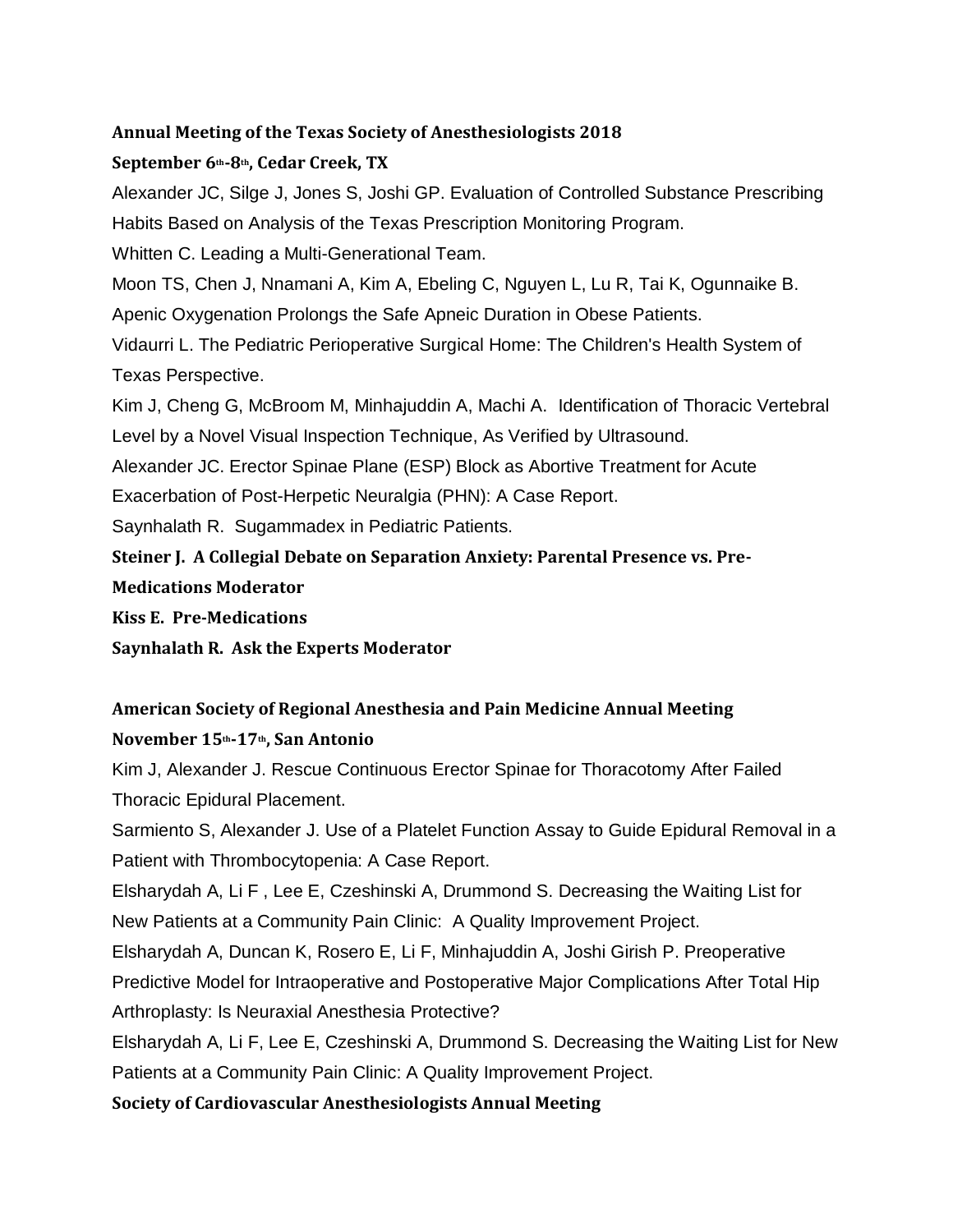**Annual Meeting of the Texas Society of Anesthesiologists 2018**

**September 6th-8th, Cedar Creek, TX**

Alexander JC, Silge J, Jones S, Joshi GP. Evaluation of Controlled Substance Prescribing Habits Based on Analysis of the Texas Prescription Monitoring Program.

Whitten C. Leading a Multi-Generational Team.

Moon TS, Chen J, Nnamani A, Kim A, Ebeling C, Nguyen L, Lu R, Tai K, Ogunnaike B. Apenic Oxygenation Prolongs the Safe Apneic Duration in Obese Patients.

Vidaurri L. The Pediatric Perioperative Surgical Home: The Children's Health System of Texas Perspective.

Kim J, Cheng G, McBroom M, Minhajuddin A, Machi A. Identification of Thoracic Vertebral Level by a Novel Visual Inspection Technique, As Verified by Ultrasound.

Alexander JC. Erector Spinae Plane (ESP) Block as Abortive Treatment for Acute Exacerbation of Post-Herpetic Neuralgia (PHN): A Case Report.

Saynhalath R. Sugammadex in Pediatric Patients.

**Steiner J. A Collegial Debate on Separation Anxiety: Parental Presence vs. Pre-Medications Moderator**

**Kiss E. Pre-Medications**

**Saynhalath R. Ask the Experts Moderator**

**American Society of Regional Anesthesia and Pain Medicine Annual Meeting**

**November 15th-17th, San Antonio**

Kim J, Alexander J. Rescue Continuous Erector Spinae for Thoracotomy After Failed Thoracic Epidural Placement.

Sarmiento S, Alexander J. Use of a Platelet Function Assay to Guide Epidural Removal in a Patient with Thrombocytopenia: A Case Report.

Elsharydah A, Li F , Lee E, Czeshinski A, Drummond S. Decreasing the Waiting List for New Patients at a Community Pain Clinic: A Quality Improvement Project.

Elsharydah A, Duncan K, Rosero E, Li F, Minhajuddin A, Joshi Girish P. Preoperative Predictive Model for Intraoperative and Postoperative Major Complications After Total Hip Arthroplasty: Is Neuraxial Anesthesia Protective?

Elsharydah A, Li F, Lee E, Czeshinski A, Drummond S. Decreasing the Waiting List for New Patients at a Community Pain Clinic: A Quality Improvement Project.

**Society of Cardiovascular Anesthesiologists Annual Meeting**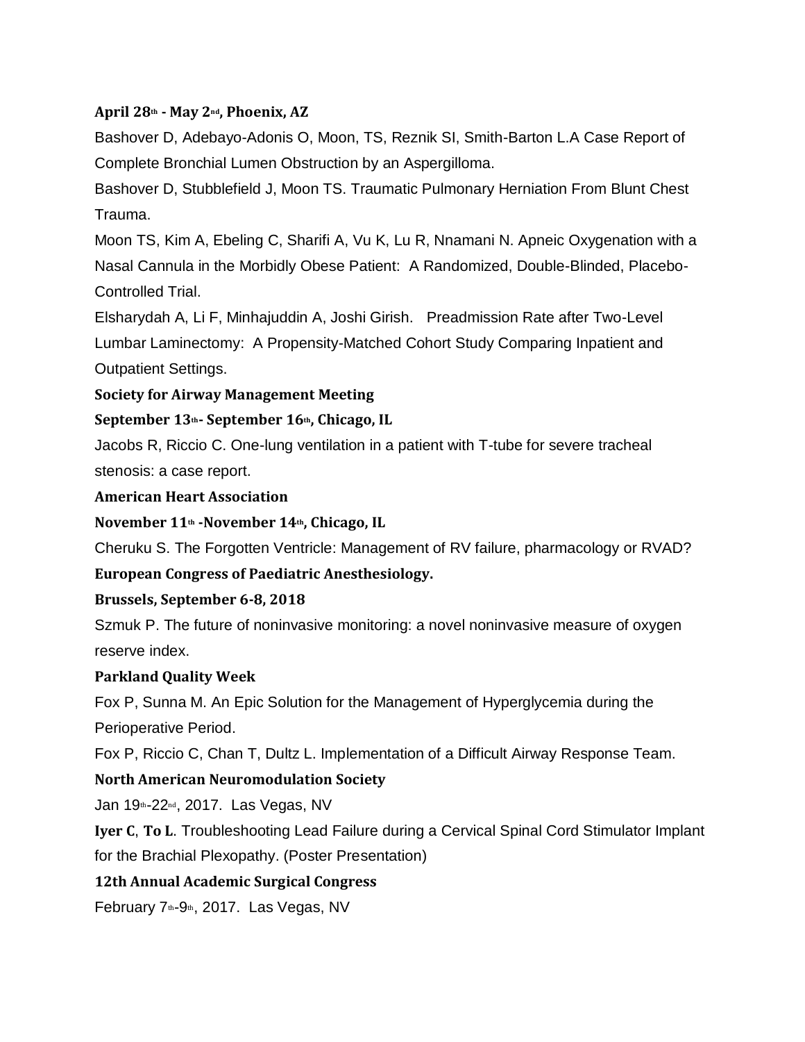**April 28th - May 2nd, Phoenix, AZ**

Bashover D, Adebayo-Adonis O, Moon, TS, Reznik SI, Smith-Barton L.A Case Report of Complete Bronchial Lumen Obstruction by an Aspergilloma.

Bashover D, Stubblefield J, Moon TS. Traumatic Pulmonary Herniation From Blunt Chest Trauma.

Moon TS, Kim A, Ebeling C, Sharifi A, Vu K, Lu R, Nnamani N. Apneic Oxygenation with a Nasal Cannula in the Morbidly Obese Patient: A Randomized, Double-Blinded, Placebo-Controlled Trial.

Elsharydah A, Li F, Minhajuddin A, Joshi Girish. Preadmission Rate after Two-Level Lumbar Laminectomy: A Propensity-Matched Cohort Study Comparing Inpatient and Outpatient Settings.

**Society for Airway Management Meeting**

**September 13th- September 16th, Chicago, IL**

Jacobs R, Riccio C. One-lung ventilation in a patient with T-tube for severe tracheal stenosis: a case report.

**American Heart Association**

**November 11th -November 14th, Chicago, IL**

Cheruku S. The Forgotten Ventricle: Management of RV failure, pharmacology or RVAD?

**European Congress of Paediatric Anesthesiology.**

**Brussels, September 6-8, 2018**

Szmuk P. The future of noninvasive monitoring: a novel noninvasive measure of oxygen reserve index.

**Parkland Quality Week**

Fox P, Sunna M. An Epic Solution for the Management of Hyperglycemia during the Perioperative Period.

Fox P, Riccio C, Chan T, Dultz L. Implementation of a Difficult Airway Response Team.

**North American Neuromodulation Society**

Jan 19th-22nd, 2017. Las Vegas, NV

**Iyer C**, **To L**. Troubleshooting Lead Failure during a Cervical Spinal Cord Stimulator Implant for the Brachial Plexopathy. (Poster Presentation)

**12th Annual Academic Surgical Congress**

February 7th-9th, 2017. Las Vegas, NV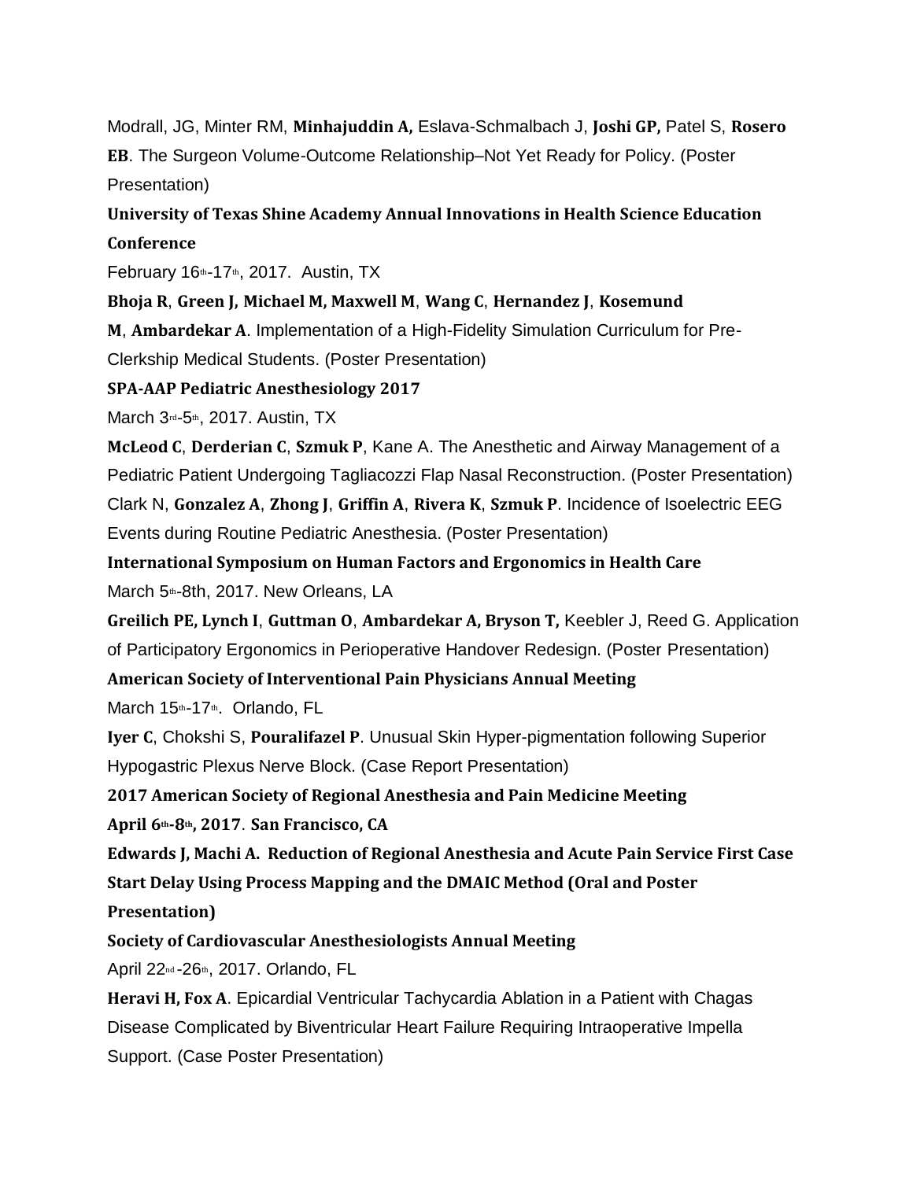Modrall, JG, Minter RM, **Minhajuddin A,** Eslava-Schmalbach J, **Joshi GP,** Patel S, **Rosero EB**. The Surgeon Volume-Outcome Relationship–Not Yet Ready for Policy. (Poster Presentation)

**University of Texas Shine Academy Annual Innovations in Health Science Education Conference**

February 16th-17th, 2017. Austin, TX

**Bhoja R**, **Green J, Michael M, Maxwell M**, **Wang C**, **Hernandez J**, **Kosemund M**, **Ambardekar A**. Implementation of a High-Fidelity Simulation Curriculum for Pre-Clerkship Medical Students. (Poster Presentation)

**SPA-AAP Pediatric Anesthesiology 2017**

March 3rd-5th, 2017. Austin, TX

**McLeod C**, **Derderian C**, **Szmuk P**, Kane A. The Anesthetic and Airway Management of a Pediatric Patient Undergoing Tagliacozzi Flap Nasal Reconstruction. (Poster Presentation)

Clark N, **Gonzalez A**, **Zhong J**, **Griffin A**, **Rivera K**, **Szmuk P**. Incidence of Isoelectric EEG Events during Routine Pediatric Anesthesia. (Poster Presentation)

**International Symposium on Human Factors and Ergonomics in Health Care**

March 5th-8th, 2017. New Orleans, LA

**Greilich PE, Lynch I**, **Guttman O**, **Ambardekar A, Bryson T,** Keebler J, Reed G. Application of Participatory Ergonomics in Perioperative Handover Redesign. (Poster Presentation)

**American Society of Interventional Pain Physicians Annual Meeting**

March 15th-17th. Orlando, FL

**Iyer C**, Chokshi S, **Pouralifazel P**. Unusual Skin Hyper-pigmentation following Superior Hypogastric Plexus Nerve Block. (Case Report Presentation)

**2017 American Society of Regional Anesthesia and Pain Medicine Meeting**

**April 6th-8th, 2017**. **San Francisco, CA**

**Edwards J, Machi A. Reduction of Regional Anesthesia and Acute Pain Service First Case Start Delay Using Process Mapping and the DMAIC Method (Oral and Poster Presentation)**

**Society of Cardiovascular Anesthesiologists Annual Meeting**

April 22nd-26th, 2017. Orlando, FL

**Heravi H, Fox A**. Epicardial Ventricular Tachycardia Ablation in a Patient with Chagas Disease Complicated by Biventricular Heart Failure Requiring Intraoperative Impella Support. (Case Poster Presentation)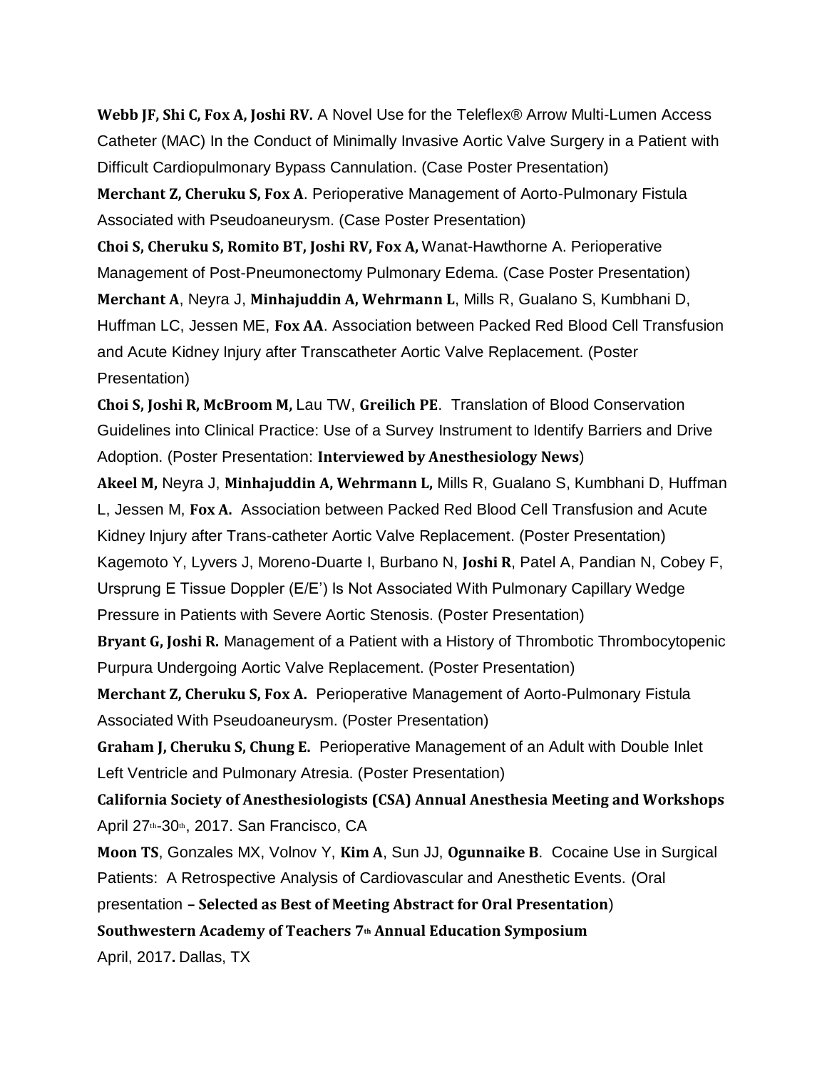**Webb JF, Shi C, Fox A, Joshi RV.** A Novel Use for the Teleflex® Arrow Multi-Lumen Access Catheter (MAC) In the Conduct of Minimally Invasive Aortic Valve Surgery in a Patient with Difficult Cardiopulmonary Bypass Cannulation. (Case Poster Presentation)

**Merchant Z, Cheruku S, Fox A**. Perioperative Management of Aorto-Pulmonary Fistula Associated with Pseudoaneurysm. (Case Poster Presentation)

**Choi S, Cheruku S, Romito BT, Joshi RV, Fox A,** Wanat-Hawthorne A. Perioperative Management of Post-Pneumonectomy Pulmonary Edema. (Case Poster Presentation)

**Merchant A**, Neyra J, **Minhajuddin A, Wehrmann L**, Mills R, Gualano S, Kumbhani D, Huffman LC, Jessen ME, **Fox AA**. Association between Packed Red Blood Cell Transfusion and Acute Kidney Injury after Transcatheter Aortic Valve Replacement. (Poster Presentation)

**Choi S, Joshi R, McBroom M,** Lau TW, **Greilich PE**. Translation of Blood Conservation Guidelines into Clinical Practice: Use of a Survey Instrument to Identify Barriers and Drive Adoption. (Poster Presentation: **Interviewed by Anesthesiology News**)

**Akeel M,** Neyra J, **Minhajuddin A, Wehrmann L,** Mills R, Gualano S, Kumbhani D, Huffman L, Jessen M, **Fox A.** Association between Packed Red Blood Cell Transfusion and Acute Kidney Injury after Trans-catheter Aortic Valve Replacement. (Poster Presentation)

Kagemoto Y, Lyvers J, Moreno-Duarte I, Burbano N, **Joshi R**, Patel A, Pandian N, Cobey F, Ursprung E Tissue Doppler (E/E') Is Not Associated With Pulmonary Capillary Wedge Pressure in Patients with Severe Aortic Stenosis. (Poster Presentation)

**Bryant G, Joshi R.** Management of a Patient with a History of Thrombotic Thrombocytopenic Purpura Undergoing Aortic Valve Replacement. (Poster Presentation)

**Merchant Z, Cheruku S, Fox A.** Perioperative Management of Aorto-Pulmonary Fistula Associated With Pseudoaneurysm. (Poster Presentation)

**Graham J, Cheruku S, Chung E.** Perioperative Management of an Adult with Double Inlet Left Ventricle and Pulmonary Atresia. (Poster Presentation)

**California Society of Anesthesiologists (CSA) Annual Anesthesia Meeting and Workshops**
April 27th-30th, 2017. San Francisco, CA

**Moon TS**, Gonzales MX, Volnov Y, **Kim A**, Sun JJ, **Ogunnaike B**. Cocaine Use in Surgical Patients: A Retrospective Analysis of Cardiovascular and Anesthetic Events. (Oral presentation **– Selected as Best of Meeting Abstract for Oral Presentation**)

**Southwestern Academy of Teachers 7th Annual Education Symposium**
April, 2017**.** Dallas, TX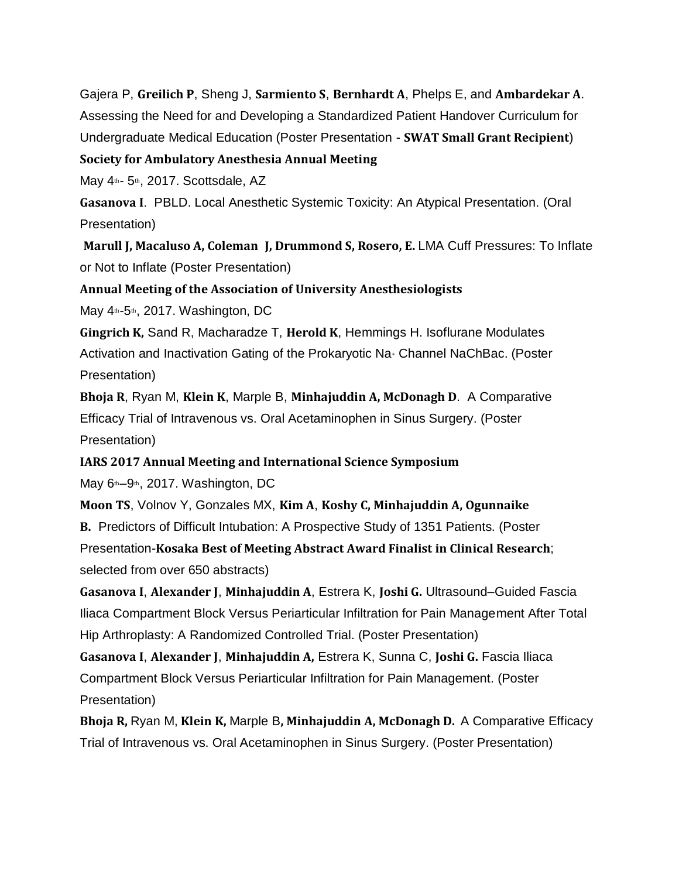Gajera P, **Greilich P**, Sheng J, **Sarmiento S**, **Bernhardt A**, Phelps E, and **Ambardekar A**. Assessing the Need for and Developing a Standardized Patient Handover Curriculum for Undergraduate Medical Education (Poster Presentation - **SWAT Small Grant Recipient**)

**Society for Ambulatory Anesthesia Annual Meeting**

May 4th- 5th, 2017. Scottsdale, AZ

**Gasanova I**. PBLD. Local Anesthetic Systemic Toxicity: An Atypical Presentation. (Oral Presentation)

**Marull J, Macaluso A, Coleman J, Drummond S, Rosero, E.** LMA Cuff Pressures: To Inflate or Not to Inflate (Poster Presentation)

**Annual Meeting of the Association of University Anesthesiologists**

May 4th-5th, 2017. Washington, DC

**Gingrich K,** Sand R, Macharadze T, **Herold K**, Hemmings H. Isoflurane Modulates Activation and Inactivation Gating of the Prokaryotic $Na^+$ Channel NaChBac. (Poster Presentation)

**Bhoja R**, Ryan M, **Klein K**, Marple B, **Minhajuddin A, McDonagh D**. A Comparative Efficacy Trial of Intravenous vs. Oral Acetaminophen in Sinus Surgery. (Poster Presentation)

**IARS 2017 Annual Meeting and International Science Symposium**

May 6th–9th, 2017. Washington, DC

**Moon TS**, Volnov Y, Gonzales MX, **Kim A**, **Koshy C, Minhajuddin A, Ogunnaike B.** Predictors of Difficult Intubation: A Prospective Study of 1351 Patients. (Poster Presentation-**Kosaka Best of Meeting Abstract Award Finalist in Clinical Research**; selected from over 650 abstracts)

**Gasanova I**, **Alexander J**, **Minhajuddin A**, Estrera K, **Joshi G.** Ultrasound–Guided Fascia Iliaca Compartment Block Versus Periarticular Infiltration for Pain Management After Total Hip Arthroplasty: A Randomized Controlled Trial. (Poster Presentation)

**Gasanova I**, **Alexander J**, **Minhajuddin A,** Estrera K, Sunna C, **Joshi G.** Fascia Iliaca Compartment Block Versus Periarticular Infiltration for Pain Management. (Poster Presentation)

**Bhoja R,** Ryan M, **Klein K,** Marple B**, Minhajuddin A, McDonagh D.** A Comparative Efficacy Trial of Intravenous vs. Oral Acetaminophen in Sinus Surgery. (Poster Presentation)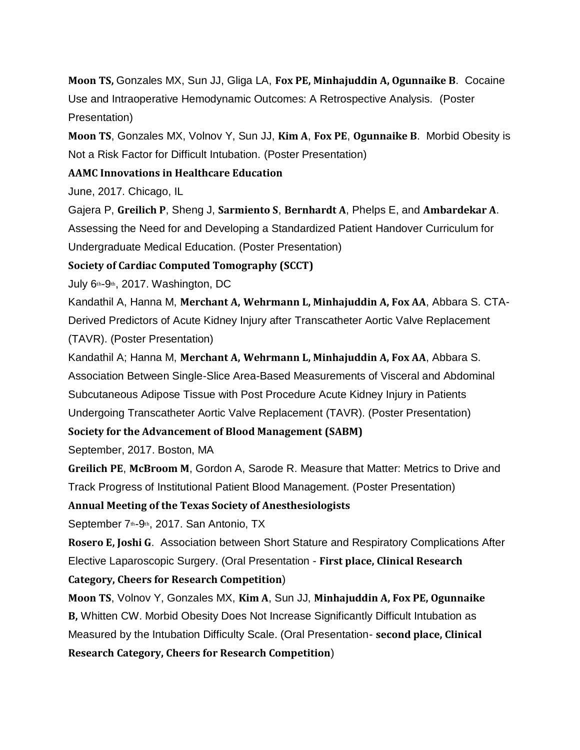**Moon TS,** Gonzales MX, Sun JJ, Gliga LA, **Fox PE, Minhajuddin A, Ogunnaike B**. Cocaine Use and Intraoperative Hemodynamic Outcomes: A Retrospective Analysis. (Poster Presentation)

**Moon TS**, Gonzales MX, Volnov Y, Sun JJ, **Kim A**, **Fox PE**, **Ogunnaike B**. Morbid Obesity is Not a Risk Factor for Difficult Intubation. (Poster Presentation)

**AAMC Innovations in Healthcare Education**

June, 2017. Chicago, IL

Gajera P, **Greilich P**, Sheng J, **Sarmiento S**, **Bernhardt A**, Phelps E, and **Ambardekar A**. Assessing the Need for and Developing a Standardized Patient Handover Curriculum for Undergraduate Medical Education. (Poster Presentation)

**Society of Cardiac Computed Tomography (SCCT)**

July 6th-9th, 2017. Washington, DC

Kandathil A, Hanna M, **Merchant A, Wehrmann L, Minhajuddin A, Fox AA**, Abbara S. CTA-Derived Predictors of Acute Kidney Injury after Transcatheter Aortic Valve Replacement (TAVR). (Poster Presentation)

Kandathil A; Hanna M, **Merchant A, Wehrmann L, Minhajuddin A, Fox AA**, Abbara S. Association Between Single-Slice Area-Based Measurements of Visceral and Abdominal Subcutaneous Adipose Tissue with Post Procedure Acute Kidney Injury in Patients Undergoing Transcatheter Aortic Valve Replacement (TAVR). (Poster Presentation)

**Society for the Advancement of Blood Management (SABM)**

September, 2017. Boston, MA

**Greilich PE**, **McBroom M**, Gordon A, Sarode R. Measure that Matter: Metrics to Drive and Track Progress of Institutional Patient Blood Management. (Poster Presentation)

**Annual Meeting of the Texas Society of Anesthesiologists**

September 7th-9th, 2017. San Antonio, TX

**Rosero E, Joshi G**. Association between Short Stature and Respiratory Complications After Elective Laparoscopic Surgery. (Oral Presentation - **First place, Clinical Research Category, Cheers for Research Competition**)

**Moon TS**, Volnov Y, Gonzales MX, **Kim A**, Sun JJ, **Minhajuddin A, Fox PE, Ogunnaike B,** Whitten CW. Morbid Obesity Does Not Increase Significantly Difficult Intubation as Measured by the Intubation Difficulty Scale. (Oral Presentation- **second place, Clinical Research Category, Cheers for Research Competition**)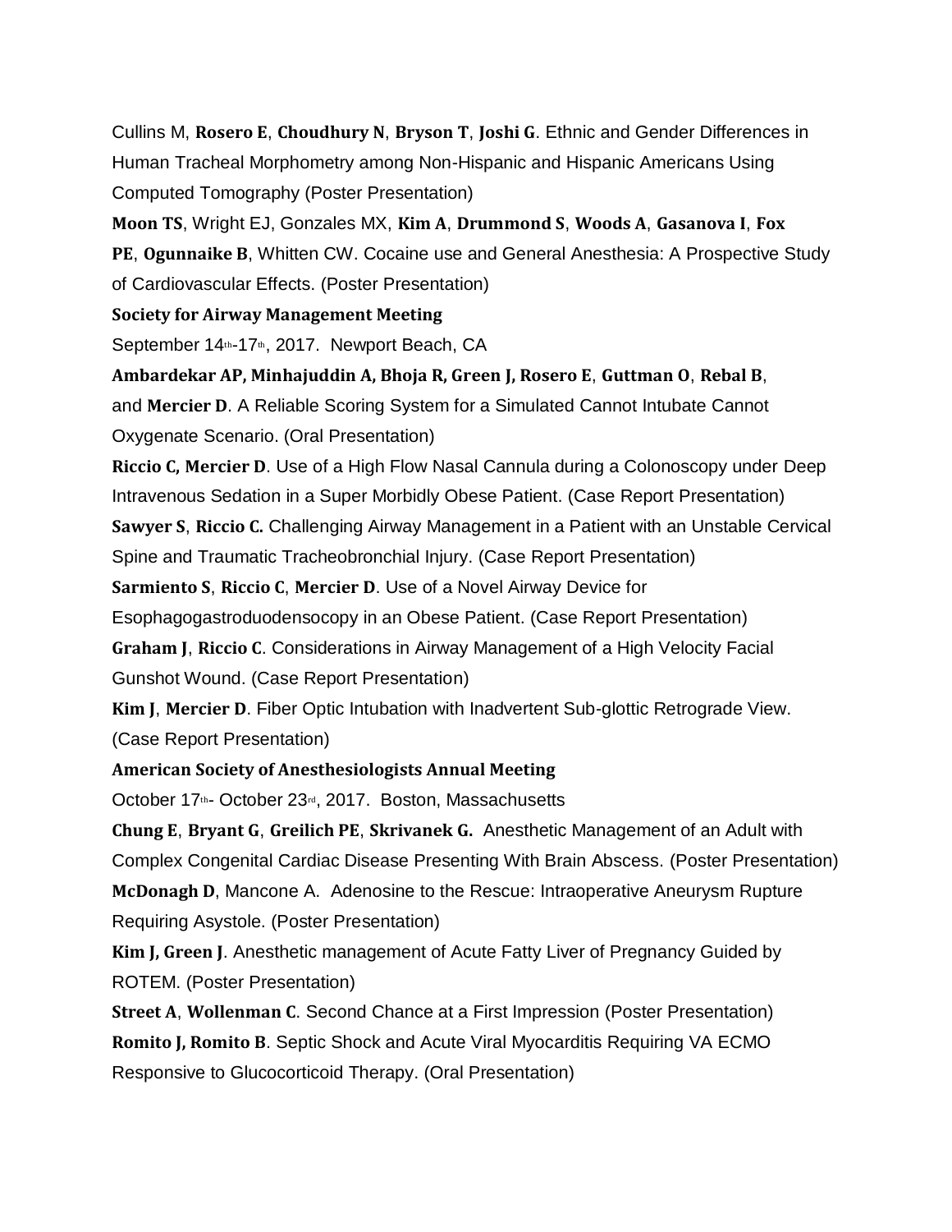Cullins M, **Rosero E**, **Choudhury N**, **Bryson T**, **Joshi G**. Ethnic and Gender Differences in Human Tracheal Morphometry among Non-Hispanic and Hispanic Americans Using Computed Tomography (Poster Presentation)

**Moon TS**, Wright EJ, Gonzales MX, **Kim A**, **Drummond S**, **Woods A**, **Gasanova I**, **Fox PE**, **Ogunnaike B**, Whitten CW. Cocaine use and General Anesthesia: A Prospective Study of Cardiovascular Effects. (Poster Presentation)

**Society for Airway Management Meeting**

September 14th-17th, 2017. Newport Beach, CA

**Ambardekar AP, Minhajuddin A, Bhoja R, Green J, Rosero E**, **Guttman O**, **Rebal B**, and **Mercier D**. A Reliable Scoring System for a Simulated Cannot Intubate Cannot Oxygenate Scenario. (Oral Presentation)

**Riccio C, Mercier D**. Use of a High Flow Nasal Cannula during a Colonoscopy under Deep Intravenous Sedation in a Super Morbidly Obese Patient. (Case Report Presentation)

**Sawyer S**, **Riccio C.** Challenging Airway Management in a Patient with an Unstable Cervical Spine and Traumatic Tracheobronchial Injury. (Case Report Presentation)

**Sarmiento S**, **Riccio C**, **Mercier D**. Use of a Novel Airway Device for Esophagogastroduodensocopy in an Obese Patient. (Case Report Presentation)

**Graham J**, **Riccio C**. Considerations in Airway Management of a High Velocity Facial Gunshot Wound. (Case Report Presentation)

**Kim J**, **Mercier D**. Fiber Optic Intubation with Inadvertent Sub-glottic Retrograde View. (Case Report Presentation)

**American Society of Anesthesiologists Annual Meeting**

October 17th- October 23rd, 2017. Boston, Massachusetts

**Chung E**, **Bryant G**, **Greilich PE**, **Skrivanek G.** Anesthetic Management of an Adult with Complex Congenital Cardiac Disease Presenting With Brain Abscess. (Poster Presentation)

**McDonagh D**, Mancone A. Adenosine to the Rescue: Intraoperative Aneurysm Rupture Requiring Asystole. (Poster Presentation)

**Kim J, Green J**. Anesthetic management of Acute Fatty Liver of Pregnancy Guided by ROTEM. (Poster Presentation)

**Street A**, **Wollenman C**. Second Chance at a First Impression (Poster Presentation)

**Romito J, Romito B**. Septic Shock and Acute Viral Myocarditis Requiring VA ECMO Responsive to Glucocorticoid Therapy. (Oral Presentation)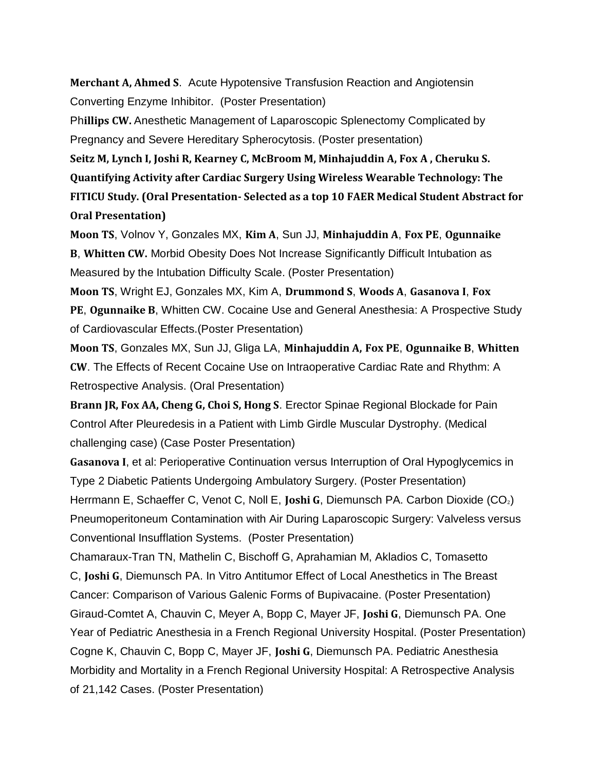**Merchant A, Ahmed S**. Acute Hypotensive Transfusion Reaction and Angiotensin Converting Enzyme Inhibitor. (Poster Presentation)

Ph**illips CW.** Anesthetic Management of Laparoscopic Splenectomy Complicated by Pregnancy and Severe Hereditary Spherocytosis. (Poster presentation)

**Seitz M, Lynch I, Joshi R, Kearney C, McBroom M, Minhajuddin A, Fox A , Cheruku S. Quantifying Activity after Cardiac Surgery Using Wireless Wearable Technology: The FITICU Study. (Oral Presentation- Selected as a top 10 FAER Medical Student Abstract for Oral Presentation)**

**Moon TS**, Volnov Y, Gonzales MX, **Kim A**, Sun JJ, **Minhajuddin A**, **Fox PE**, **Ogunnaike B**, **Whitten CW.** Morbid Obesity Does Not Increase Significantly Difficult Intubation as Measured by the Intubation Difficulty Scale. (Poster Presentation)

**Moon TS**, Wright EJ, Gonzales MX, Kim A, **Drummond S**, **Woods A**, **Gasanova I**, **Fox PE**, **Ogunnaike B**, Whitten CW. Cocaine Use and General Anesthesia: A Prospective Study of Cardiovascular Effects.(Poster Presentation)

**Moon TS**, Gonzales MX, Sun JJ, Gliga LA, **Minhajuddin A, Fox PE**, **Ogunnaike B**, **Whitten CW**. The Effects of Recent Cocaine Use on Intraoperative Cardiac Rate and Rhythm: A Retrospective Analysis. (Oral Presentation)

**Brann JR, Fox AA, Cheng G, Choi S, Hong S**. Erector Spinae Regional Blockade for Pain Control After Pleuredesis in a Patient with Limb Girdle Muscular Dystrophy. (Medical challenging case) (Case Poster Presentation)

**Gasanova I**, et al: Perioperative Continuation versus Interruption of Oral Hypoglycemics in Type 2 Diabetic Patients Undergoing Ambulatory Surgery. (Poster Presentation)

Herrmann E, Schaeffer C, Venot C, Noll E, **Joshi G**, Diemunsch PA. Carbon Dioxide ($CO_2$) Pneumoperitoneum Contamination with Air During Laparoscopic Surgery: Valveless versus Conventional Insufflation Systems. (Poster Presentation)

Chamaraux-Tran TN, Mathelin C, Bischoff G, Aprahamian M, Akladios C, Tomasetto C, **Joshi G**, Diemunsch PA. In Vitro Antitumor Effect of Local Anesthetics in The Breast Cancer: Comparison of Various Galenic Forms of Bupivacaine. (Poster Presentation)

Giraud-Comtet A, Chauvin C, Meyer A, Bopp C, Mayer JF, **Joshi G**, Diemunsch PA. One Year of Pediatric Anesthesia in a French Regional University Hospital. (Poster Presentation)

Cogne K, Chauvin C, Bopp C, Mayer JF, **Joshi G**, Diemunsch PA. Pediatric Anesthesia Morbidity and Mortality in a French Regional University Hospital: A Retrospective Analysis of 21,142 Cases. (Poster Presentation)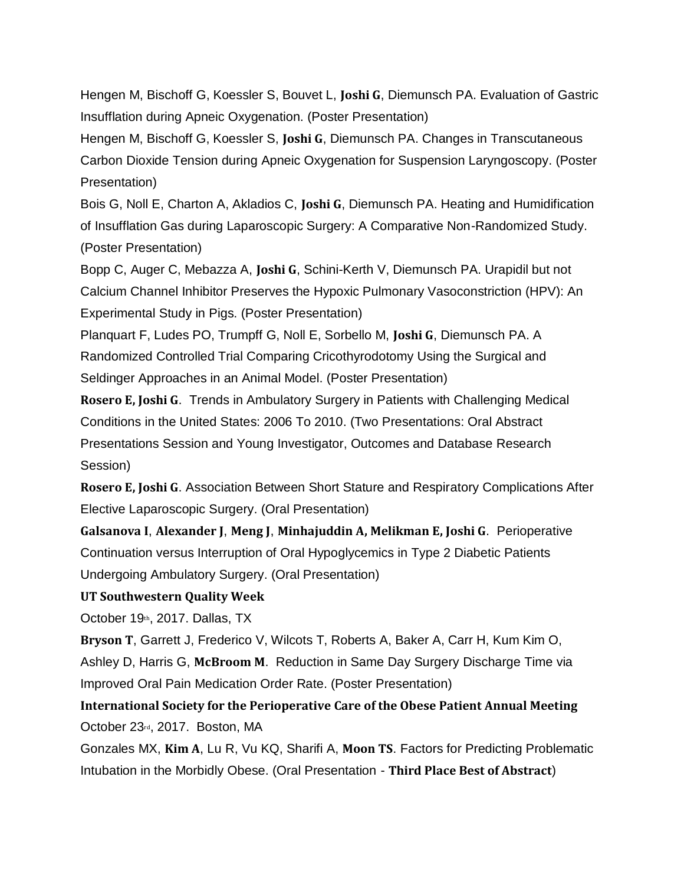Hengen M, Bischoff G, Koessler S, Bouvet L, **Joshi G**, Diemunsch PA. Evaluation of Gastric Insufflation during Apneic Oxygenation. (Poster Presentation)

Hengen M, Bischoff G, Koessler S, **Joshi G**, Diemunsch PA. Changes in Transcutaneous Carbon Dioxide Tension during Apneic Oxygenation for Suspension Laryngoscopy. (Poster Presentation)

Bois G, Noll E, Charton A, Akladios C, **Joshi G**, Diemunsch PA. Heating and Humidification of Insufflation Gas during Laparoscopic Surgery: A Comparative Non-Randomized Study. (Poster Presentation)

Bopp C, Auger C, Mebazza A, **Joshi G**, Schini-Kerth V, Diemunsch PA. Urapidil but not Calcium Channel Inhibitor Preserves the Hypoxic Pulmonary Vasoconstriction (HPV): An Experimental Study in Pigs. (Poster Presentation)

Planquart F, Ludes PO, Trumpff G, Noll E, Sorbello M, **Joshi G**, Diemunsch PA. A Randomized Controlled Trial Comparing Cricothyrodotomy Using the Surgical and Seldinger Approaches in an Animal Model. (Poster Presentation)

**Rosero E, Joshi G**. Trends in Ambulatory Surgery in Patients with Challenging Medical Conditions in the United States: 2006 To 2010. (Two Presentations: Oral Abstract Presentations Session and Young Investigator, Outcomes and Database Research Session)

**Rosero E, Joshi G**. Association Between Short Stature and Respiratory Complications After Elective Laparoscopic Surgery. (Oral Presentation)

**Galsanova I**, **Alexander J**, **Meng J**, **Minhajuddin A, Melikman E, Joshi G**. Perioperative Continuation versus Interruption of Oral Hypoglycemics in Type 2 Diabetic Patients Undergoing Ambulatory Surgery. (Oral Presentation)

**UT Southwestern Quality Week**

October 19th, 2017. Dallas, TX

**Bryson T**, Garrett J, Frederico V, Wilcots T, Roberts A, Baker A, Carr H, Kum Kim O, Ashley D, Harris G, **McBroom M**. Reduction in Same Day Surgery Discharge Time via Improved Oral Pain Medication Order Rate. (Poster Presentation)

**International Society for the Perioperative Care of the Obese Patient Annual Meeting**

October 23rd, 2017. Boston, MA

Gonzales MX, **Kim A**, Lu R, Vu KQ, Sharifi A, **Moon TS**. Factors for Predicting Problematic Intubation in the Morbidly Obese. (Oral Presentation - **Third Place Best of Abstract**)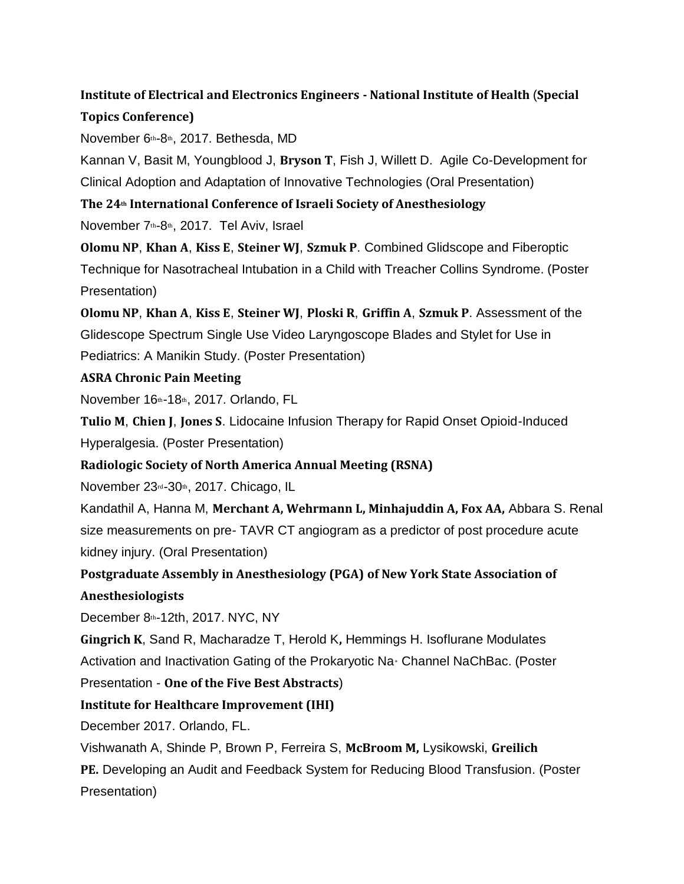**Institute of Electrical and Electronics Engineers - National Institute of Health** (**Special Topics Conference)**

November 6th-8th, 2017. Bethesda, MD

Kannan V, Basit M, Youngblood J, **Bryson T**, Fish J, Willett D. Agile Co-Development for Clinical Adoption and Adaptation of Innovative Technologies (Oral Presentation)

**The 24th International Conference of Israeli Society of Anesthesiology**

November 7th-8th, 2017. Tel Aviv, Israel

**Olomu NP**, **Khan A**, **Kiss E**, **Steiner WJ**, **Szmuk P**. Combined Glidscope and Fiberoptic Technique for Nasotracheal Intubation in a Child with Treacher Collins Syndrome. (Poster Presentation)

**Olomu NP**, **Khan A**, **Kiss E**, **Steiner WJ**, **Ploski R**, **Griffin A**, **Szmuk P**. Assessment of the Glidescope Spectrum Single Use Video Laryngoscope Blades and Stylet for Use in Pediatrics: A Manikin Study. (Poster Presentation)

**ASRA Chronic Pain Meeting**

November 16th-18th, 2017. Orlando, FL

**Tulio M**, **Chien J**, **Jones S**. Lidocaine Infusion Therapy for Rapid Onset Opioid-Induced Hyperalgesia. (Poster Presentation)

**Radiologic Society of North America Annual Meeting (RSNA)**

November 23rd-30th, 2017. Chicago, IL

Kandathil A, Hanna M, **Merchant A, Wehrmann L, Minhajuddin A, Fox AA,** Abbara S. Renal size measurements on pre- TAVR CT angiogram as a predictor of post procedure acute kidney injury. (Oral Presentation)

**Postgraduate Assembly in Anesthesiology (PGA) of New York State Association of Anesthesiologists**

December 8th-12th, 2017. NYC, NY

**Gingrich K**, Sand R, Macharadze T, Herold K**,** Hemmings H. Isoflurane Modulates Activation and Inactivation Gating of the Prokaryotic $Na^{+}$ Channel NaChBac. (Poster Presentation - **One of the Five Best Abstracts**)

**Institute for Healthcare Improvement (IHI)**

December 2017. Orlando, FL.

Vishwanath A, Shinde P, Brown P, Ferreira S, **McBroom M,** Lysikowski, **Greilich PE.** Developing an Audit and Feedback System for Reducing Blood Transfusion. (Poster Presentation)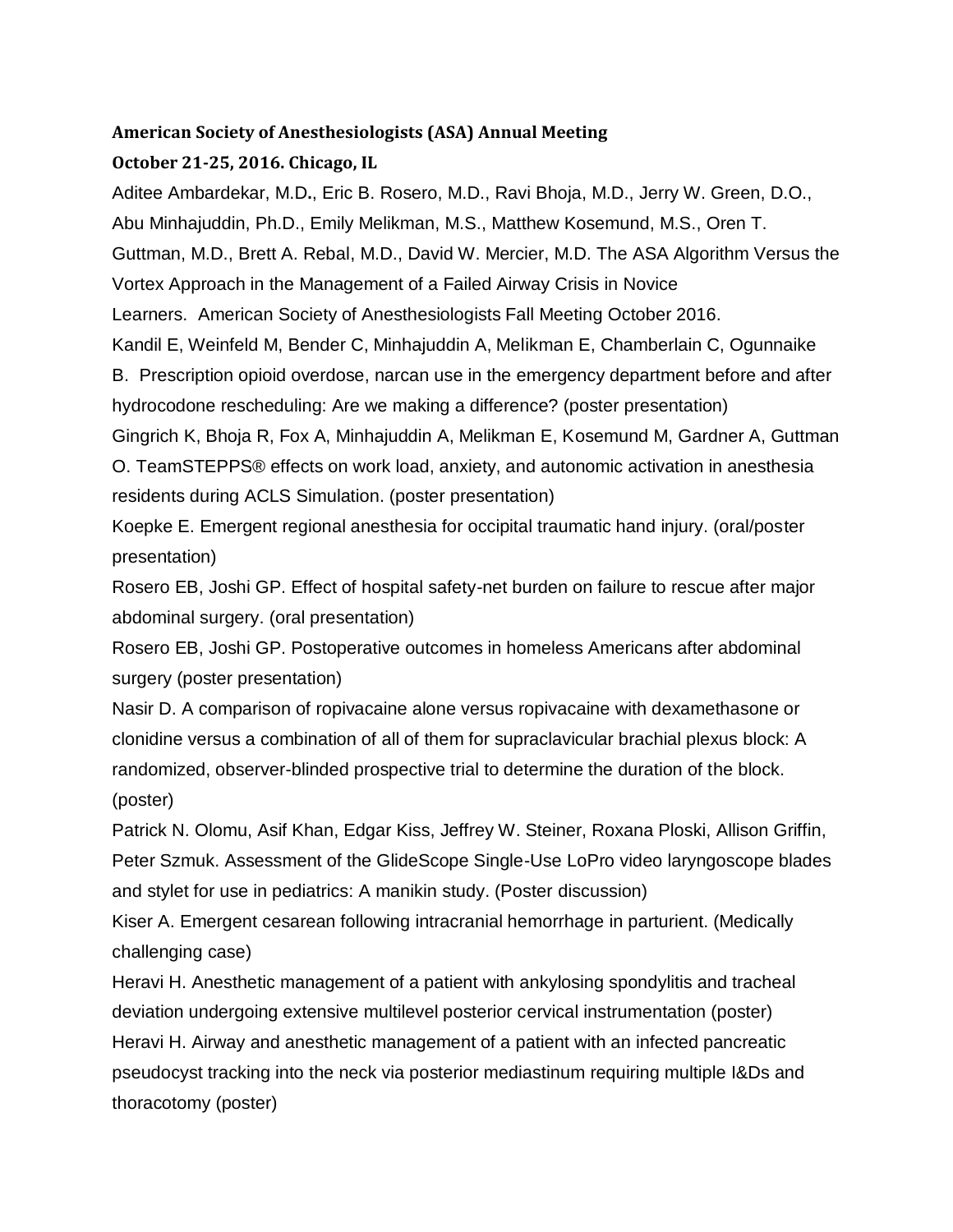**American Society of Anesthesiologists (ASA) Annual Meeting**

**October 21-25, 2016. Chicago, IL**

Aditee Ambardekar, M.D**.**, Eric B. Rosero, M.D., Ravi Bhoja, M.D., Jerry W. Green, D.O., Abu Minhajuddin, Ph.D., Emily Melikman, M.S., Matthew Kosemund, M.S., Oren T. Guttman, M.D., Brett A. Rebal, M.D., David W. Mercier, M.D. The ASA Algorithm Versus the Vortex Approach in the Management of a Failed Airway Crisis in Novice Learners. American Society of Anesthesiologists Fall Meeting October 2016.

Kandil E, Weinfeld M, Bender C, Minhajuddin A, Melikman E, Chamberlain C, Ogunnaike B. Prescription opioid overdose, narcan use in the emergency department before and after hydrocodone rescheduling: Are we making a difference? (poster presentation)

Gingrich K, Bhoja R, Fox A, Minhajuddin A, Melikman E, Kosemund M, Gardner A, Guttman O. TeamSTEPPS® effects on work load, anxiety, and autonomic activation in anesthesia residents during ACLS Simulation. (poster presentation)

Koepke E. Emergent regional anesthesia for occipital traumatic hand injury. (oral/poster presentation)

Rosero EB, Joshi GP. Effect of hospital safety-net burden on failure to rescue after major abdominal surgery. (oral presentation)

Rosero EB, Joshi GP. Postoperative outcomes in homeless Americans after abdominal surgery (poster presentation)

Nasir D. A comparison of ropivacaine alone versus ropivacaine with dexamethasone or clonidine versus a combination of all of them for supraclavicular brachial plexus block: A randomized, observer-blinded prospective trial to determine the duration of the block. (poster)

Patrick N. Olomu, Asif Khan, Edgar Kiss, Jeffrey W. Steiner, Roxana Ploski, Allison Griffin, Peter Szmuk. Assessment of the GlideScope Single-Use LoPro video laryngoscope blades and stylet for use in pediatrics: A manikin study. (Poster discussion)

Kiser A. Emergent cesarean following intracranial hemorrhage in parturient. (Medically challenging case)

Heravi H. Anesthetic management of a patient with ankylosing spondylitis and tracheal deviation undergoing extensive multilevel posterior cervical instrumentation (poster)

Heravi H. Airway and anesthetic management of a patient with an infected pancreatic pseudocyst tracking into the neck via posterior mediastinum requiring multiple I&Ds and thoracotomy (poster)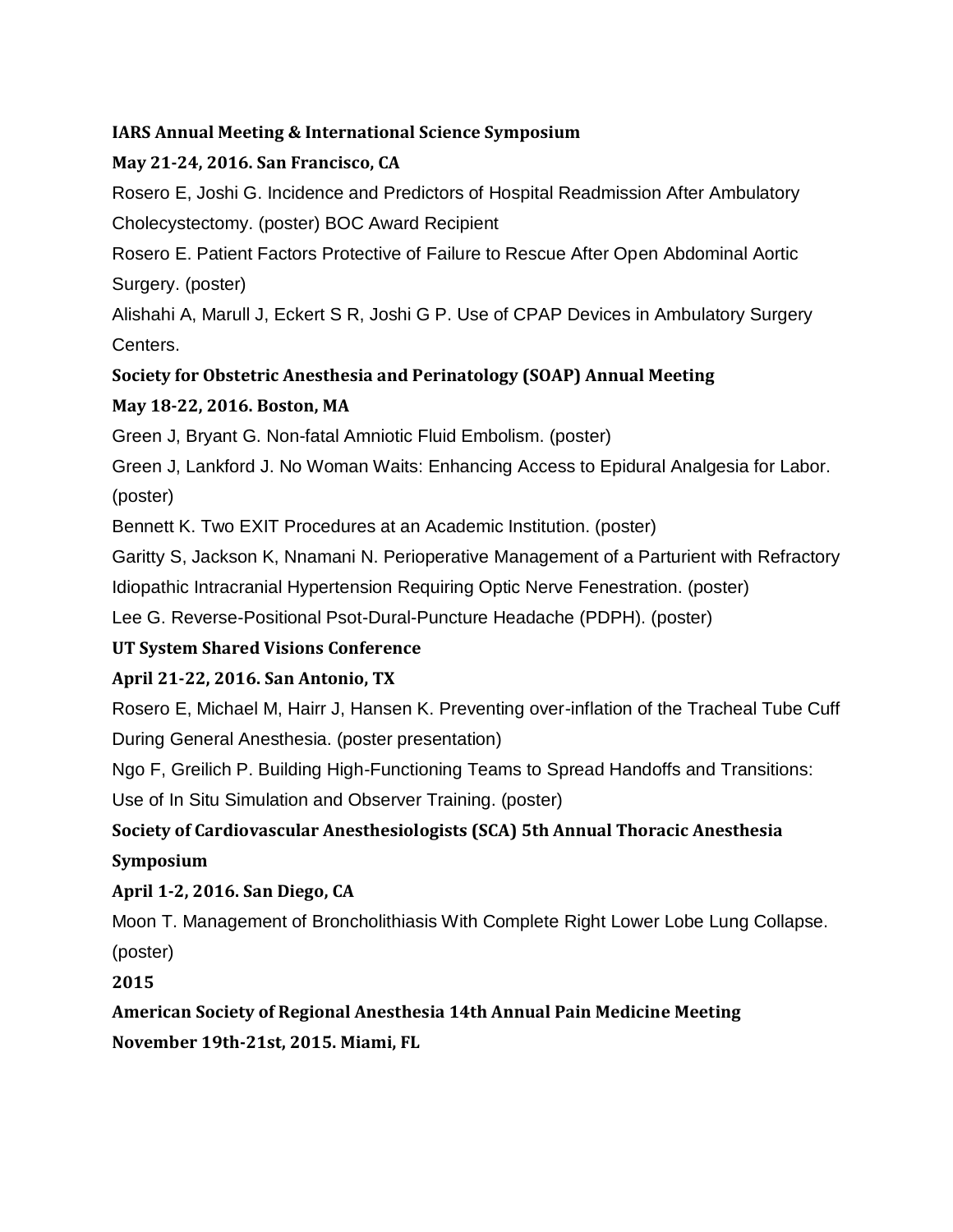**IARS Annual Meeting & International Science Symposium**

**May 21-24, 2016. San Francisco, CA**

Rosero E, Joshi G. Incidence and Predictors of Hospital Readmission After Ambulatory Cholecystectomy. (poster) BOC Award Recipient

Rosero E. Patient Factors Protective of Failure to Rescue After Open Abdominal Aortic Surgery. (poster)

Alishahi A, Marull J, Eckert S R, Joshi G P. Use of CPAP Devices in Ambulatory Surgery Centers.

**Society for Obstetric Anesthesia and Perinatology (SOAP) Annual Meeting**

**May 18-22, 2016. Boston, MA**

Green J, Bryant G. Non-fatal Amniotic Fluid Embolism. (poster)

Green J, Lankford J. No Woman Waits: Enhancing Access to Epidural Analgesia for Labor. (poster)

Bennett K. Two EXIT Procedures at an Academic Institution. (poster)

Garitty S, Jackson K, Nnamani N. Perioperative Management of a Parturient with Refractory Idiopathic Intracranial Hypertension Requiring Optic Nerve Fenestration. (poster)

Lee G. Reverse-Positional Psot-Dural-Puncture Headache (PDPH). (poster)

**UT System Shared Visions Conference**

**April 21-22, 2016. San Antonio, TX**

Rosero E, Michael M, Hairr J, Hansen K. Preventing over-inflation of the Tracheal Tube Cuff During General Anesthesia. (poster presentation)

Ngo F, Greilich P. Building High-Functioning Teams to Spread Handoffs and Transitions: Use of In Situ Simulation and Observer Training. (poster)

**Society of Cardiovascular Anesthesiologists (SCA) 5th Annual Thoracic Anesthesia Symposium**

**April 1-2, 2016. San Diego, CA**

Moon T. Management of Broncholithiasis With Complete Right Lower Lobe Lung Collapse. (poster)

**2015**

**American Society of Regional Anesthesia 14th Annual Pain Medicine Meeting**

**November 19th-21st, 2015. Miami, FL**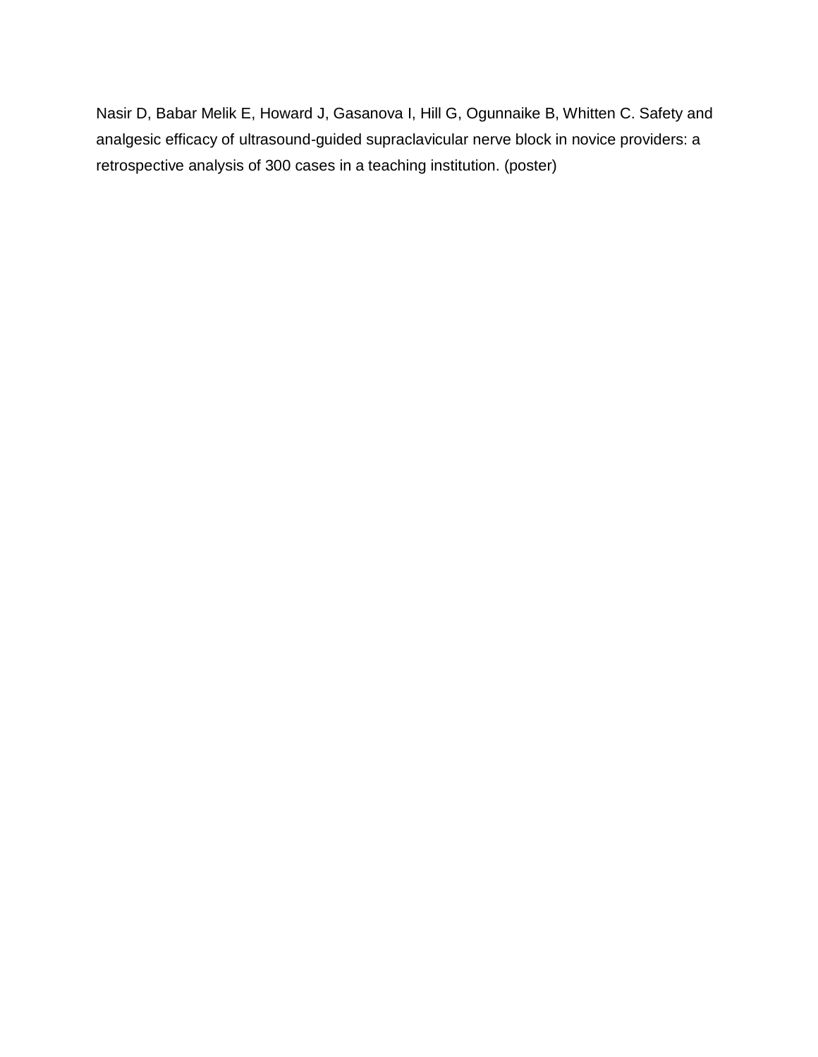Nasir D, Babar Melik E, Howard J, Gasanova I, Hill G, Ogunnaike B, Whitten C. Safety and analgesic efficacy of ultrasound-guided supraclavicular nerve block in novice providers: a retrospective analysis of 300 cases in a teaching institution. (poster)